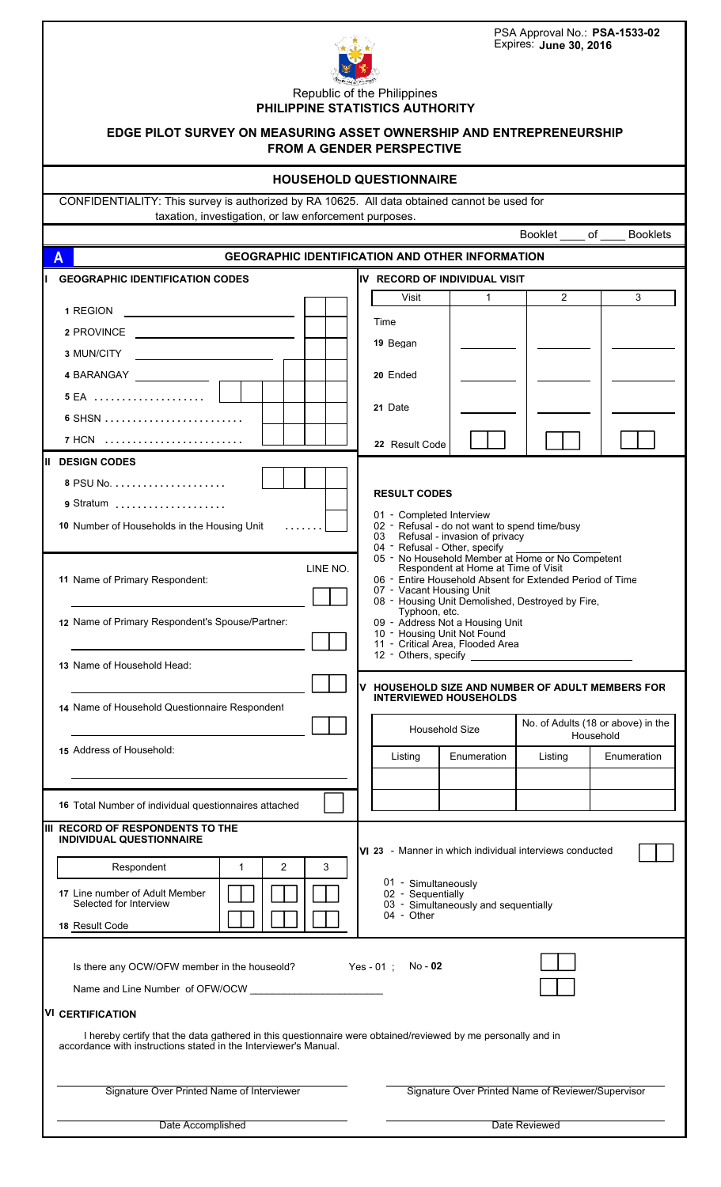PSA Approval No.: **PSA-1533-02**
Expires: **June 30, 2016**

Republic of the Philippines
**PHILIPPINE STATISTICS AUTHORITY**

# EDGE PILOT SURVEY ON MEASURING ASSET OWNERSHIP AND ENTREPRENEURSHIP FROM A GENDER PERSPECTIVE

## HOUSEHOLD QUESTIONNAIRE

CONFIDENTIALITY: This survey is authorized by RA 10625. All data obtained cannot be used for taxation, investigation, or law enforcement purposes.

Booklet ____ of ____ Booklets

## A GEOGRAPHIC IDENTIFICATION AND OTHER INFORMATION

### I GEOGRAPHIC IDENTIFICATION CODES

1 REGION ____________
2 PROVINCE ____________
3 MUN/CITY ____________
4 BARANGAY ____________
5 EA ....................
6 SHSN .........................
7 HCN .........................

### II DESIGN CODES

8 PSU No. ....................
9 Stratum ....................
10 Number of Households in the Housing Unit .......

| | LINE NO. |
|---|---|
| 11 Name of Primary Respondent: ____________ | |
| 12 Name of Primary Respondent's Spouse/Partner: ____________ | |
| 13 Name of Household Head: ____________ | |
| 14 Name of Household Questionnaire Respondent ____________ | |

15 Address of Household: ____________

16 Total Number of individual questionnaires attached

### III RECORD OF RESPONDENTS TO THE INDIVIDUAL QUESTIONNAIRE

| Respondent | 1 | 2 | 3 |
|---|---|---|---|
| 17 Line number of Adult Member Selected for Interview | | | |
| 18 Result Code | | | |

### IV RECORD OF INDIVIDUAL VISIT

| Visit | 1 | 2 | 3 |
|---|---|---|---|
| Time | | | |
| 19 Began | | | |
| 20 Ended | | | |
| 21 Date | | | |
| 22 Result Code | | | |

**RESULT CODES**

01 - Completed Interview
02 - Refusal - do not want to spend time/busy
03 Refusal - invasion of privacy
04 - Refusal - Other, specify ____________
05 - No Household Member at Home or No Competent Respondent at Home at Time of Visit
06 - Entire Household Absent for Extended Period of Time
07 - Vacant Housing Unit
08 - Housing Unit Demolished, Destroyed by Fire, Typhoon, etc.
09 - Address Not a Housing Unit
10 - Housing Unit Not Found
11 - Critical Area, Flooded Area
12 - Others, specify ____________

### V HOUSEHOLD SIZE AND NUMBER OF ADULT MEMBERS FOR INTERVIEWED HOUSEHOLDS

| Household Size | | No. of Adults (18 or above) in the Household | |
|---|---|---|---|
| Listing | Enumeration | Listing | Enumeration |
| | | | |

### VI 23 - Manner in which individual interviews conducted

01 - Simultaneously
02 - Sequentially
03 - Simultaneously and sequentially
04 - Other

Is there any OCW/OFW member in the houseold? Yes - 01 ; No - **02**

Name and Line Number of OFW/OCW ____________

### VI CERTIFICATION

I hereby certify that the data gathered in this questionnaire were obtained/reviewed by me personally and in accordance with instructions stated in the Interviewer's Manual.

____________ Signature Over Printed Name of Interviewer

____________ Signature Over Printed Name of Reviewer/Supervisor

____________ Date Accomplished

____________ Date Reviewed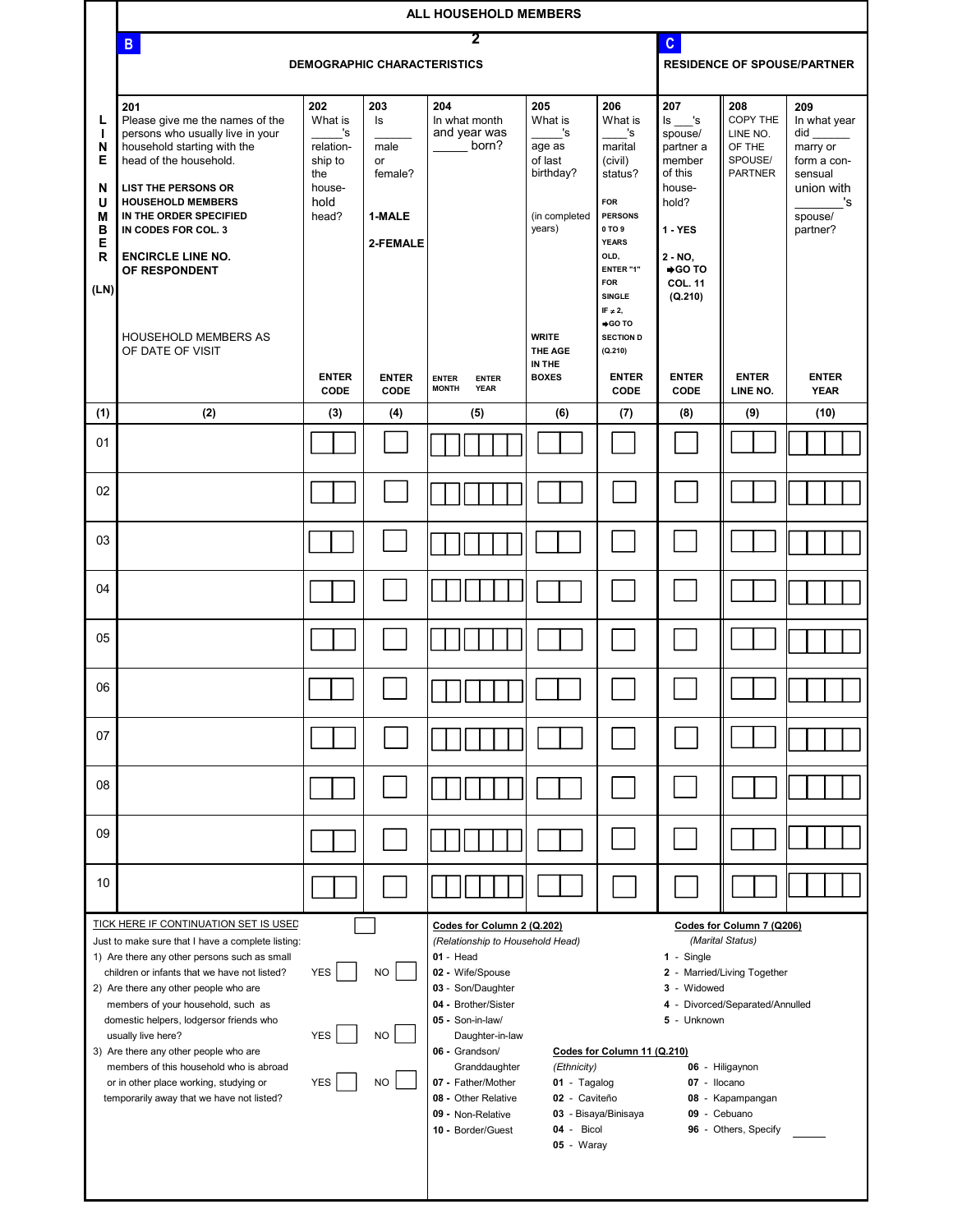# ALL HOUSEHOLD MEMBERS

| LINE NUMBER (LN) | **B** — 2 DEMOGRAPHIC CHARACTERISTICS | | | | | | **C** — RESIDENCE OF SPOUSE/PARTNER | | |
|---|---|---|---|---|---|---|---|---|---|
| | **201** Please give me the names of the persons who usually live in your household starting with the head of the household. **LIST THE PERSONS OR HOUSEHOLD MEMBERS IN THE ORDER SPECIFIED IN CODES FOR COL. 3** **ENCIRCLE LINE NO. OF RESPONDENT** HOUSEHOLD MEMBERS AS OF DATE OF VISIT | **202** What is _____'s relationship to the household head? **ENTER CODE** | **203** Is _____ male or female? **1-MALE** **2-FEMALE** **ENTER CODE** | **204** In what month and year was _____ born? **ENTER MONTH** **ENTER YEAR** | **205** What is _____'s age as of last birthday? (in completed years) **WRITE THE AGE IN THE BOXES** | **206** What is _____'s marital (civil) status? **FOR PERSONS 0 TO 9 YEARS OLD, ENTER "1" FOR SINGLE IF ≠ 2, ➡GO TO SECTION D (Q.210)** **ENTER CODE** | **207** Is ___'s spouse/ partner a member of this household? **1 - YES** **2 - NO, ➡GO TO COL. 11 (Q.210)** **ENTER CODE** | **208** COPY THE LINE NO. OF THE SPOUSE/ PARTNER **ENTER LINE NO.** | **209** In what year did _____ marry or form a consensual union with _____'s spouse/ partner? **ENTER YEAR** |
| (1) | (2) | (3) | (4) | (5) | (6) | (7) | (8) | (9) | (10) |
| 01 | | | | | | | | | |
| 02 | | | | | | | | | |
| 03 | | | | | | | | | |
| 04 | | | | | | | | | |
| 05 | | | | | | | | | |
| 06 | | | | | | | | | |
| 07 | | | | | | | | | |
| 08 | | | | | | | | | |
| 09 | | | | | | | | | |
| 10 | | | | | | | | | |

TICK HERE IF CONTINUATION SET IS USED ☐

Just to make sure that I have a complete listing:

1) Are there any other persons such as small children or infants that we have not listed? YES ☐ NO ☐
2) Are there any other people who are members of your household, such as domestic helpers, lodgersor friends who usually live here? YES ☐ NO ☐
3) Are there any other people who are members of this household who is abroad or in other place working, studying or temporarily away that we have not listed? YES ☐ NO ☐

**Codes for Column 2 (Q.202)**
*(Relationship to Household Head)*

- **01** - Head
- **02** - Wife/Spouse
- **03** - Son/Daughter
- **04** - Brother/Sister
- **05** - Son-in-law/ Daughter-in-law
- **06** - Grandson/ Granddaughter
- **07** - Father/Mother
- **08** - Other Relative
- **09** - Non-Relative
- **10** - Border/Guest

**Codes for Column 7 (Q206)**
*(Marital Status)*

- **1** - Single
- **2** - Married/Living Together
- **3** - Widowed
- **4** - Divorced/Separated/Annulled
- **5** - Unknown

**Codes for Column 11 (Q.210)**
*(Ethnicity)*

- **01** - Tagalog
- **02** - Caviteño
- **03** - Bisaya/Binisaya
- **04** - Bicol
- **05** - Waray
- **06** - Hiligaynon
- **07** - Ilocano
- **08** - Kapampangan
- **09** - Cebuano
- **96** - Others, Specify _____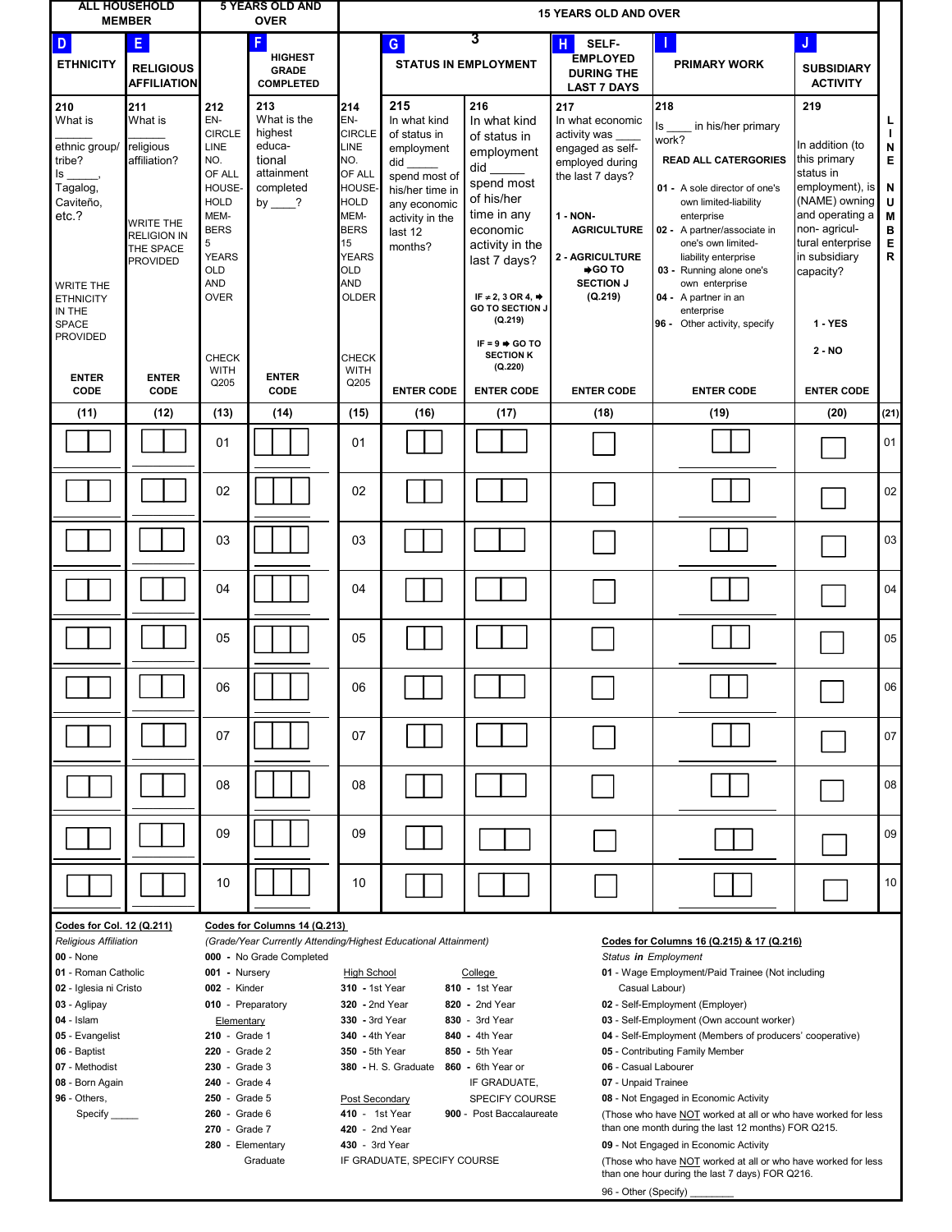| ALL HOUSEHOLD MEMBER | | 5 YEARS OLD AND OVER | | 15 YEARS OLD AND OVER | | | | | | |
|---|---|---|---|---|---|---|---|---|---|---|
| **D** ETHNICITY | **E** RELIGIOUS AFFILIATION | | **F** HIGHEST GRADE COMPLETED | | **G** STATUS IN EMPLOYMENT | | **H** SELF-EMPLOYED DURING THE LAST 7 DAYS | **I** PRIMARY WORK | **J** SUBSIDIARY ACTIVITY | |
| 210 What is ____ ethnic group/ tribe? Is ____, Tagalog, Caviteño, etc.? WRITE THE ETHNICITY IN THE SPACE PROVIDED ENTER CODE | 211 What is ____ religious affiliation? WRITE THE RELIGION IN THE SPACE PROVIDED ENTER CODE | 212 EN-CIRCLE LINE NO. OF ALL HOUSEHOLD MEMBERS 5 YEARS OLD AND OVER CHECK WITH Q205 | 213 What is the highest educational attainment completed by ____? ENTER CODE | 214 EN-CIRCLE LINE NO. OF ALL HOUSEHOLD MEMBERS 15 YEARS OLD AND OLDER CHECK WITH Q205 | 215 In what kind of status in employment did ____ spend most of his/her time in any economic activity in the last 12 months? ENTER CODE | 216 In what kind of status in employment did ____ spend most of his/her time in any economic activity in the last 7 days? IF ≠ 2, 3 OR 4, ➡ GO TO SECTION J (Q.219) IF = 9 ➡ GO TO SECTION K (Q.220) ENTER CODE | 217 In what economic activity was ____ engaged as self-employed during the last 7 days? 1 - NON-AGRICULTURE 2 - AGRICULTURE ➡GO TO SECTION J (Q.219) ENTER CODE | 218 Is ____ in his/her primary work? READ ALL CATERGORIES 01 - A sole director of one's own limited-liability enterprise 02 - A partner/associate in one's own limited-liability enterprise 03 - Running alone one's own enterprise 04 - A partner in an enterprise 96 - Other activity, specify ENTER CODE | 219 In addition (to this primary status in employment), is (NAME) owning and operating a non- agricultural enterprise in subsidiary capacity? 1 - YES 2 - NO ENTER CODE | LINE NUMBER |
| (11) | (12) | (13) | (14) | (15) | (16) | (17) | (18) | (19) | (20) | (21) |
| | | 01 | | 01 | | | | | | 01 |
| | | 02 | | 02 | | | | | | 02 |
| | | 03 | | 03 | | | | | | 03 |
| | | 04 | | 04 | | | | | | 04 |
| | | 05 | | 05 | | | | | | 05 |
| | | 06 | | 06 | | | | | | 06 |
| | | 07 | | 07 | | | | | | 07 |
| | | 08 | | 08 | | | | | | 08 |
| | | 09 | | 09 | | | | | | 09 |
| | | 10 | | 10 | | | | | | 10 |

**Codes for Col. 12 (Q.211)**

*Religious Affiliation*

00 - None
01 - Roman Catholic
02 - Iglesia ni Cristo
03 - Aglipay
04 - Islam
05 - Evangelist
06 - Baptist
07 - Methodist
08 - Born Again
96 - Others, Specify ____

**Codes for Columns 14 (Q.213)**

*(Grade/Year Currently Attending/Highest Educational Attainment)*

000 - No Grade Completed
001 - Nursery
002 - Kinder
010 - Preparatory

Elementary
210 - Grade 1
220 - Grade 2
230 - Grade 3
240 - Grade 4
250 - Grade 5
260 - Grade 6
270 - Grade 7
280 - Elementary Graduate

High School
310 - 1st Year
320 - 2nd Year
330 - 3rd Year
340 - 4th Year
350 - 5th Year
380 - H. S. Graduate

Post Secondary
410 - 1st Year
420 - 2nd Year
430 - 3rd Year
IF GRADUATE, SPECIFY COURSE

College
810 - 1st Year
820 - 2nd Year
830 - 3rd Year
840 - 4th Year
850 - 5th Year
860 - 6th Year or IF GRADUATE, SPECIFY COURSE
900 - Post Baccalaureate

**Codes for Columns 16 (Q.215) & 17 (Q.216)**

*Status in Employment*

01 - Wage Employment/Paid Trainee (Not including Casual Labour)
02 - Self-Employment (Employer)
03 - Self-Employment (Own account worker)
04 - Self-Employment (Members of producers' cooperative)
05 - Contributing Family Member
06 - Casual Labourer
07 - Unpaid Trainee
08 - Not Engaged in Economic Activity
(Those who have NOT worked at all or who have worked for less than one month during the last 12 months) FOR Q215.
09 - Not Engaged in Economic Activity
(Those who have NOT worked at all or who have worked for less than one hour during the last 7 days) FOR Q216.
96 - Other (Specify) ________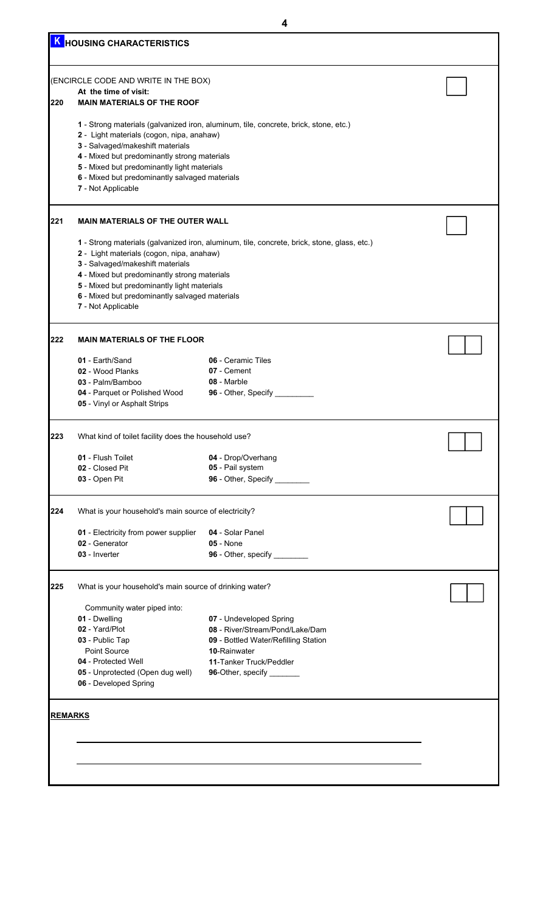## K HOUSING CHARACTERISTICS

(ENCIRCLE CODE AND WRITE IN THE BOX)

**At the time of visit:**

**220 MAIN MATERIALS OF THE ROOF**

**1** - Strong materials (galvanized iron, aluminum, tile, concrete, brick, stone, etc.)
**2** - Light materials (cogon, nipa, anahaw)
**3** - Salvaged/makeshift materials
**4** - Mixed but predominantly strong materials
**5** - Mixed but predominantly light materials
**6** - Mixed but predominantly salvaged materials
**7** - Not Applicable

**221 MAIN MATERIALS OF THE OUTER WALL**

**1** - Strong materials (galvanized iron, aluminum, tile, concrete, brick, stone, glass, etc.)
**2** - Light materials (cogon, nipa, anahaw)
**3** - Salvaged/makeshift materials
**4** - Mixed but predominantly strong materials
**5** - Mixed but predominantly light materials
**6** - Mixed but predominantly salvaged materials
**7** - Not Applicable

**222 MAIN MATERIALS OF THE FLOOR**

**01** - Earth/Sand
**02** - Wood Planks
**03** - Palm/Bamboo
**04** - Parquet or Polished Wood
**05** - Vinyl or Asphalt Strips
**06** - Ceramic Tiles
**07** - Cement
**08** - Marble
**96** - Other, Specify _________

**223** What kind of toilet facility does the household use?

**01** - Flush Toilet
**02** - Closed Pit
**03** - Open Pit
**04** - Drop/Overhang
**05** - Pail system
**96** - Other, Specify ________

**224** What is your household's main source of electricity?

**01** - Electricity from power supplier
**02** - Generator
**03** - Inverter
**04** - Solar Panel
**05** - None
**96** - Other, specify ________

**225** What is your household's main source of drinking water?

Community water piped into:
**01** - Dwelling
**02** - Yard/Plot
**03** - Public Tap
Point Source
**04** - Protected Well
**05** - Unprotected (Open dug well)
**06** - Developed Spring
**07** - Undeveloped Spring
**08** - River/Stream/Pond/Lake/Dam
**09** - Bottled Water/Refilling Station
**10**-Rainwater
**11**-Tanker Truck/Peddler
**96**-Other, specify _______

**REMARKS**

___________________________________________

___________________________________________